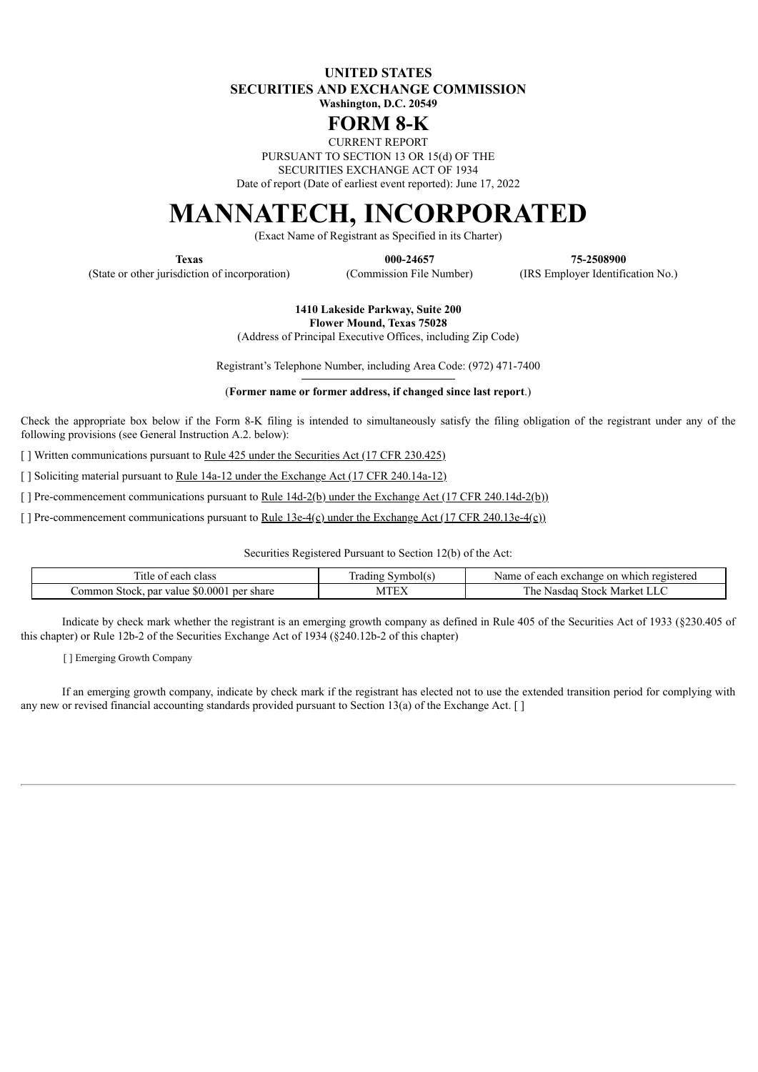**UNITED STATES**
**SECURITIES AND EXCHANGE COMMISSION**
**Washington, D.C. 20549**

# FORM 8-K

CURRENT REPORT
PURSUANT TO SECTION 13 OR 15(d) OF THE
SECURITIES EXCHANGE ACT OF 1934
Date of report (Date of earliest event reported): June 17, 2022

# MANNATECH, INCORPORATED

(Exact Name of Registrant as Specified in its Charter)

| **Texas** | **000-24657** | **75-2508900** |
|---|---|---|
| (State or other jurisdiction of incorporation) | (Commission File Number) | (IRS Employer Identification No.) |

**1410 Lakeside Parkway, Suite 200**
**Flower Mound, Texas 75028**
(Address of Principal Executive Offices, including Zip Code)

Registrant's Telephone Number, including Area Code: (972) 471-7400

(**Former name or former address, if changed since last report**.)

Check the appropriate box below if the Form 8-K filing is intended to simultaneously satisfy the filing obligation of the registrant under any of the following provisions (see General Instruction A.2. below):

[ ] Written communications pursuant to Rule 425 under the Securities Act (17 CFR 230.425)

[ ] Soliciting material pursuant to Rule 14a-12 under the Exchange Act (17 CFR 240.14a-12)

[ ] Pre-commencement communications pursuant to Rule 14d-2(b) under the Exchange Act (17 CFR 240.14d-2(b))

[ ] Pre-commencement communications pursuant to Rule 13e-4(c) under the Exchange Act (17 CFR 240.13e-4(c))

Securities Registered Pursuant to Section 12(b) of the Act:

| Title of each class | Trading Symbol(s) | Name of each exchange on which registered |
|---|---|---|
| Common Stock, par value $0.0001 per share | MTEX | The Nasdaq Stock Market LLC |

Indicate by check mark whether the registrant is an emerging growth company as defined in Rule 405 of the Securities Act of 1933 (§230.405 of this chapter) or Rule 12b-2 of the Securities Exchange Act of 1934 (§240.12b-2 of this chapter)

[ ] Emerging Growth Company

If an emerging growth company, indicate by check mark if the registrant has elected not to use the extended transition period for complying with any new or revised financial accounting standards provided pursuant to Section 13(a) of the Exchange Act. [ ]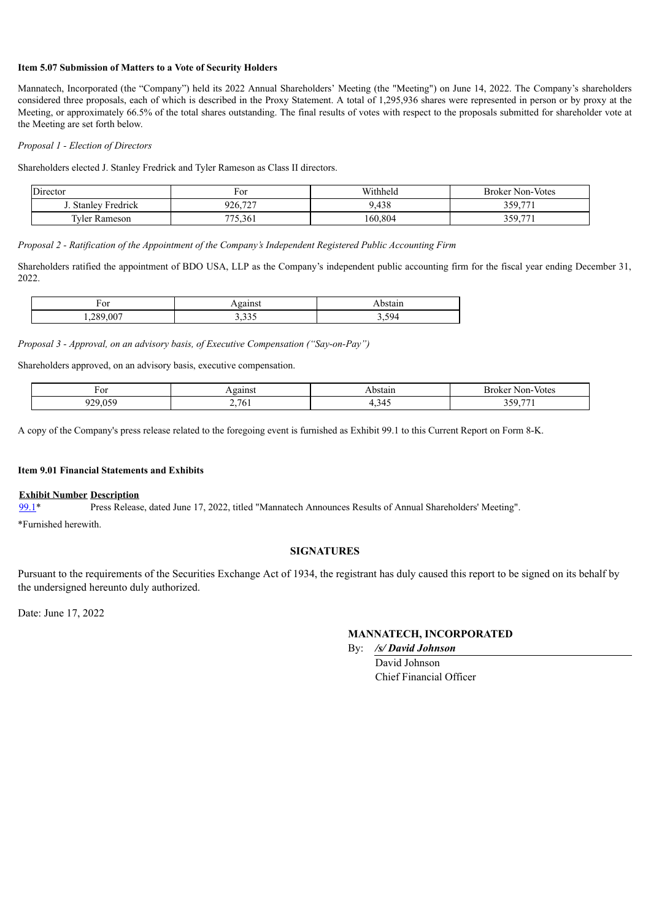**Item 5.07 Submission of Matters to a Vote of Security Holders**

Mannatech, Incorporated (the "Company") held its 2022 Annual Shareholders' Meeting (the "Meeting") on June 14, 2022. The Company's shareholders considered three proposals, each of which is described in the Proxy Statement. A total of 1,295,936 shares were represented in person or by proxy at the Meeting, or approximately 66.5% of the total shares outstanding. The final results of votes with respect to the proposals submitted for shareholder vote at the Meeting are set forth below.

*Proposal 1 - Election of Directors*

Shareholders elected J. Stanley Fredrick and Tyler Rameson as Class II directors.

| Director | For | Withheld | Broker Non-Votes |
|---|---|---|---|
| J. Stanley Fredrick | 926,727 | 9,438 | 359,771 |
| Tyler Rameson | 775,361 | 160,804 | 359,771 |

*Proposal 2 - Ratification of the Appointment of the Company's Independent Registered Public Accounting Firm*

Shareholders ratified the appointment of BDO USA, LLP as the Company's independent public accounting firm for the fiscal year ending December 31, 2022.

| For | Against | Abstain |
|---|---|---|
| 1,289,007 | 3,335 | 3,594 |

*Proposal 3 - Approval, on an advisory basis, of Executive Compensation ("Say-on-Pay")*

Shareholders approved, on an advisory basis, executive compensation.

| For | Against | Abstain | Broker Non-Votes |
|---|---|---|---|
| 929,059 | 2,761 | 4,345 | 359,771 |

A copy of the Company's press release related to the foregoing event is furnished as Exhibit 99.1 to this Current Report on Form 8-K.

**Item 9.01 Financial Statements and Exhibits**

| Exhibit Number | Description |
|---|---|
| 99.1* | Press Release, dated June 17, 2022, titled "Mannatech Announces Results of Annual Shareholders' Meeting". |

*Furnished herewith.

**SIGNATURES**

Pursuant to the requirements of the Securities Exchange Act of 1934, the registrant has duly caused this report to be signed on its behalf by the undersigned hereunto duly authorized.

Date: June 17, 2022

**MANNATECH, INCORPORATED**

By: ***/s/ David Johnson***

David Johnson

Chief Financial Officer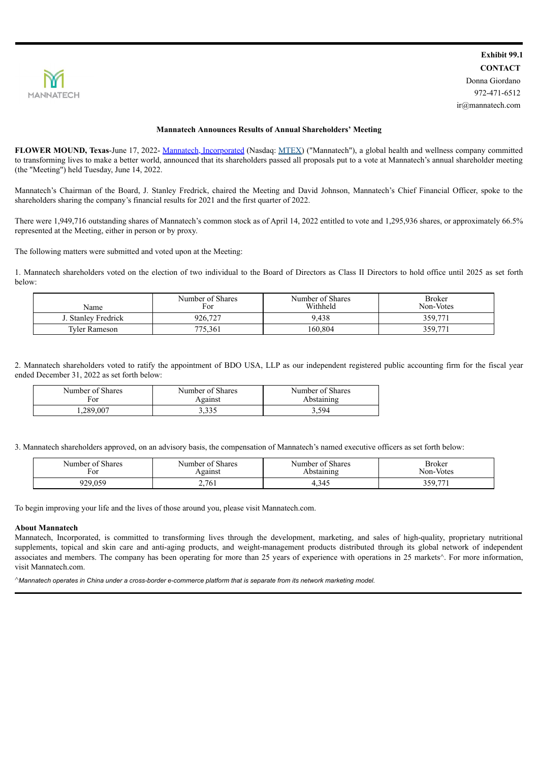**Exhibit 99.1**

**CONTACT**

Donna Giordano

972-471-6512

ir@mannatech.com

**Mannatech Announces Results of Annual Shareholders' Meeting**

**FLOWER MOUND, Texas**-June 17, 2022- Mannatech, Incorporated (Nasdaq: MTEX) ("Mannatech"), a global health and wellness company committed to transforming lives to make a better world, announced that its shareholders passed all proposals put to a vote at Mannatech's annual shareholder meeting (the "Meeting") held Tuesday, June 14, 2022.

Mannatech's Chairman of the Board, J. Stanley Fredrick, chaired the Meeting and David Johnson, Mannatech's Chief Financial Officer, spoke to the shareholders sharing the company's financial results for 2021 and the first quarter of 2022.

There were 1,949,716 outstanding shares of Mannatech's common stock as of April 14, 2022 entitled to vote and 1,295,936 shares, or approximately 66.5% represented at the Meeting, either in person or by proxy.

The following matters were submitted and voted upon at the Meeting:

1. Mannatech shareholders voted on the election of two individual to the Board of Directors as Class II Directors to hold office until 2025 as set forth below:

| Name | Number of Shares For | Number of Shares Withheld | Broker Non-Votes |
|---|---|---|---|
| J. Stanley Fredrick | 926,727 | 9,438 | 359,771 |
| Tyler Rameson | 775,361 | 160,804 | 359,771 |

2. Mannatech shareholders voted to ratify the appointment of BDO USA, LLP as our independent registered public accounting firm for the fiscal year ended December 31, 2022 as set forth below:

| Number of Shares For | Number of Shares Against | Number of Shares Abstaining |
|---|---|---|
| 1,289,007 | 3,335 | 3,594 |

3. Mannatech shareholders approved, on an advisory basis, the compensation of Mannatech's named executive officers as set forth below:

| Number of Shares For | Number of Shares Against | Number of Shares Abstaining | Broker Non-Votes |
|---|---|---|---|
| 929,059 | 2,761 | 4,345 | 359,771 |

To begin improving your life and the lives of those around you, please visit Mannatech.com.

**About Mannatech**

Mannatech, Incorporated, is committed to transforming lives through the development, marketing, and sales of high-quality, proprietary nutritional supplements, topical and skin care and anti-aging products, and weight-management products distributed through its global network of independent associates and members. The company has been operating for more than 25 years of experience with operations in 25 markets^. For more information, visit Mannatech.com.

^*Mannatech operates in China under a cross-border e-commerce platform that is separate from its network marketing model.*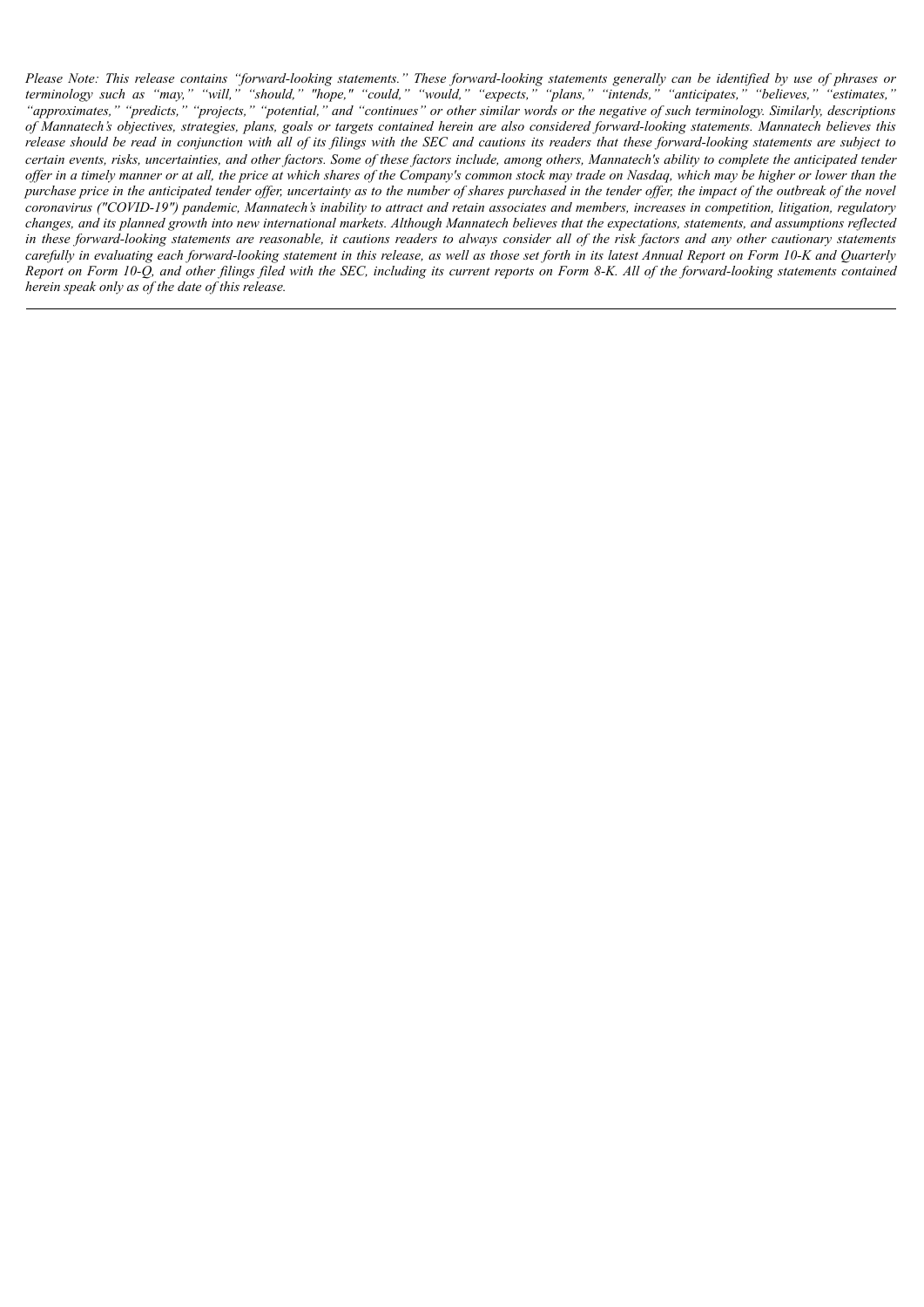*Please Note: This release contains "forward-looking statements." These forward-looking statements generally can be identified by use of phrases or terminology such as "may," "will," "should," "hope," "could," "would," "expects," "plans," "intends," "anticipates," "believes," "estimates," "approximates," "predicts," "projects," "potential," and "continues" or other similar words or the negative of such terminology. Similarly, descriptions of Mannatech's objectives, strategies, plans, goals or targets contained herein are also considered forward-looking statements. Mannatech believes this release should be read in conjunction with all of its filings with the SEC and cautions its readers that these forward-looking statements are subject to certain events, risks, uncertainties, and other factors. Some of these factors include, among others, Mannatech's ability to complete the anticipated tender offer in a timely manner or at all, the price at which shares of the Company's common stock may trade on Nasdaq, which may be higher or lower than the purchase price in the anticipated tender offer, uncertainty as to the number of shares purchased in the tender offer, the impact of the outbreak of the novel coronavirus ("COVID-19") pandemic, Mannatech's inability to attract and retain associates and members, increases in competition, litigation, regulatory changes, and its planned growth into new international markets. Although Mannatech believes that the expectations, statements, and assumptions reflected in these forward-looking statements are reasonable, it cautions readers to always consider all of the risk factors and any other cautionary statements carefully in evaluating each forward-looking statement in this release, as well as those set forth in its latest Annual Report on Form 10-K and Quarterly Report on Form 10-Q, and other filings filed with the SEC, including its current reports on Form 8-K. All of the forward-looking statements contained herein speak only as of the date of this release.*